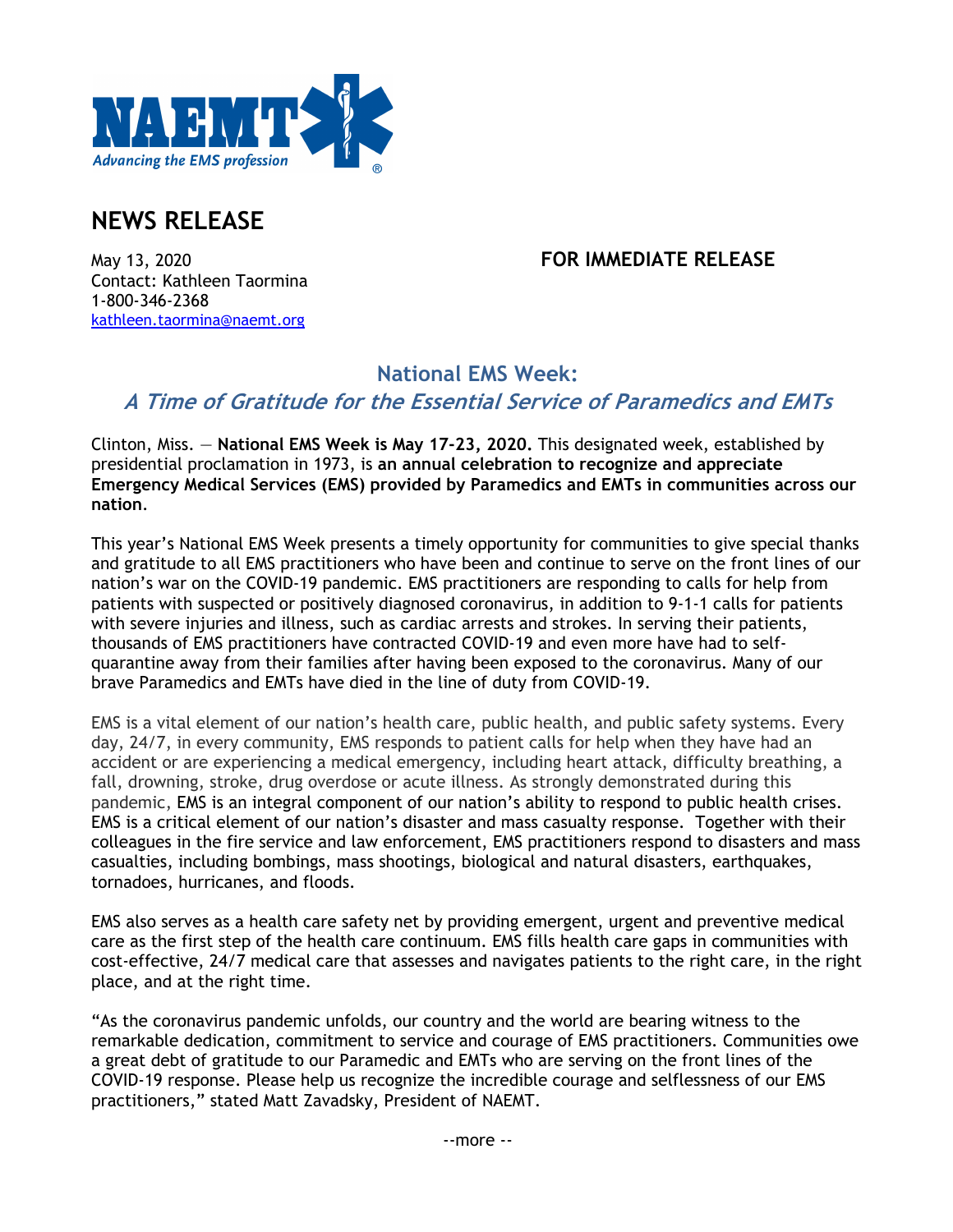NAEMT
Advancing the EMS profession

# NEWS RELEASE

May 13, 2020 **FOR IMMEDIATE RELEASE**
Contact: Kathleen Taormina
1-800-346-2368
kathleen.taormina@naemt.org

## National EMS Week:
### *A Time of Gratitude for the Essential Service of Paramedics and EMTs*

Clinton, Miss. — **National EMS Week is May 17-23, 2020.** This designated week, established by presidential proclamation in 1973, is **an annual celebration to recognize and appreciate Emergency Medical Services (EMS) provided by Paramedics and EMTs in communities across our nation**.

This year's National EMS Week presents a timely opportunity for communities to give special thanks and gratitude to all EMS practitioners who have been and continue to serve on the front lines of our nation's war on the COVID-19 pandemic. EMS practitioners are responding to calls for help from patients with suspected or positively diagnosed coronavirus, in addition to 9-1-1 calls for patients with severe injuries and illness, such as cardiac arrests and strokes. In serving their patients, thousands of EMS practitioners have contracted COVID-19 and even more have had to self-quarantine away from their families after having been exposed to the coronavirus. Many of our brave Paramedics and EMTs have died in the line of duty from COVID-19.

EMS is a vital element of our nation's health care, public health, and public safety systems. Every day, 24/7, in every community, EMS responds to patient calls for help when they have had an accident or are experiencing a medical emergency, including heart attack, difficulty breathing, a fall, drowning, stroke, drug overdose or acute illness. As strongly demonstrated during this pandemic, EMS is an integral component of our nation's ability to respond to public health crises. EMS is a critical element of our nation's disaster and mass casualty response. Together with their colleagues in the fire service and law enforcement, EMS practitioners respond to disasters and mass casualties, including bombings, mass shootings, biological and natural disasters, earthquakes, tornadoes, hurricanes, and floods.

EMS also serves as a health care safety net by providing emergent, urgent and preventive medical care as the first step of the health care continuum. EMS fills health care gaps in communities with cost-effective, 24/7 medical care that assesses and navigates patients to the right care, in the right place, and at the right time.

"As the coronavirus pandemic unfolds, our country and the world are bearing witness to the remarkable dedication, commitment to service and courage of EMS practitioners. Communities owe a great debt of gratitude to our Paramedic and EMTs who are serving on the front lines of the COVID-19 response. Please help us recognize the incredible courage and selflessness of our EMS practitioners," stated Matt Zavadsky, President of NAEMT.

--more --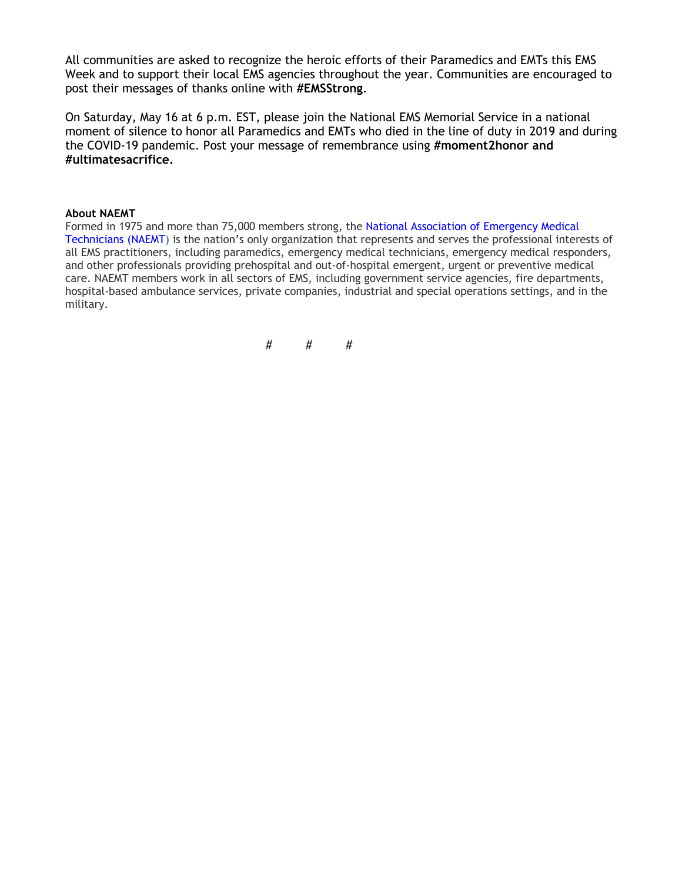All communities are asked to recognize the heroic efforts of their Paramedics and EMTs this EMS Week and to support their local EMS agencies throughout the year. Communities are encouraged to post their messages of thanks online with **#EMSStrong**.

On Saturday, May 16 at 6 p.m. EST, please join the National EMS Memorial Service in a national moment of silence to honor all Paramedics and EMTs who died in the line of duty in 2019 and during the COVID-19 pandemic. Post your message of remembrance using **#moment2honor and #ultimatesacrifice.**

**About NAEMT**
Formed in 1975 and more than 75,000 members strong, the National Association of Emergency Medical Technicians (NAEMT) is the nation's only organization that represents and serves the professional interests of all EMS practitioners, including paramedics, emergency medical technicians, emergency medical responders, and other professionals providing prehospital and out-of-hospital emergent, urgent or preventive medical care. NAEMT members work in all sectors of EMS, including government service agencies, fire departments, hospital-based ambulance services, private companies, industrial and special operations settings, and in the military.

# # #